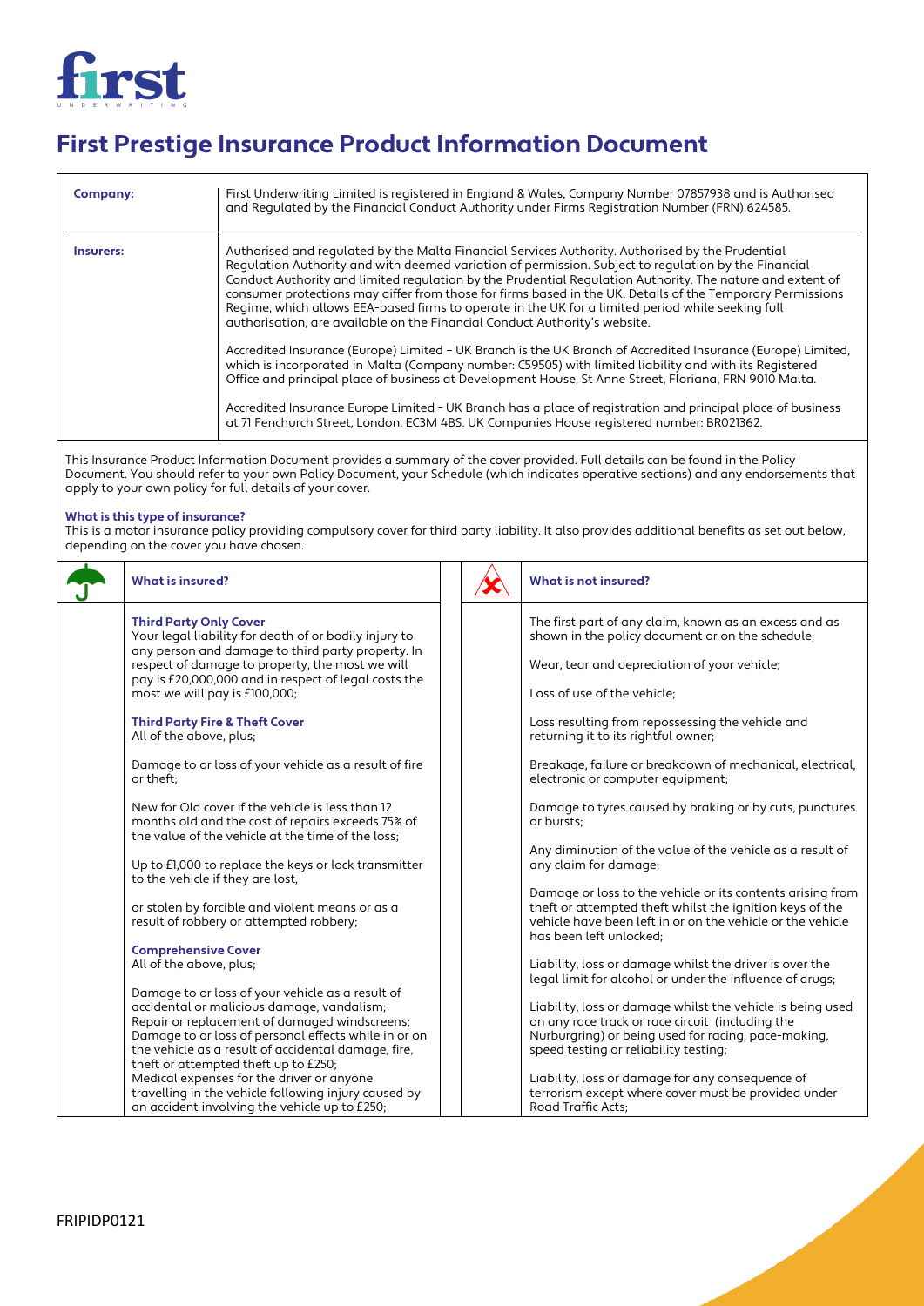# First Prestige Insurance Product Information Document

| **Company:** | First Underwriting Limited is registered in England & Wales, Company Number 07857938 and is Authorised and Regulated by the Financial Conduct Authority under Firms Registration Number (FRN) 624585. |
|---|---|
| **Insurers:** | Authorised and regulated by the Malta Financial Services Authority. Authorised by the Prudential Regulation Authority and with deemed variation of permission. Subject to regulation by the Financial Conduct Authority and limited regulation by the Prudential Regulation Authority. The nature and extent of consumer protections may differ from those for firms based in the UK. Details of the Temporary Permissions Regime, which allows EEA-based firms to operate in the UK for a limited period while seeking full authorisation, are available on the Financial Conduct Authority's website.<br><br>Accredited Insurance (Europe) Limited – UK Branch is the UK Branch of Accredited Insurance (Europe) Limited, which is incorporated in Malta (Company number: C59505) with limited liability and with its Registered Office and principal place of business at Development House, St Anne Street, Floriana, FRN 9010 Malta.<br><br>Accredited Insurance Europe Limited - UK Branch has a place of registration and principal place of business at 71 Fenchurch Street, London, EC3M 4BS. UK Companies House registered number: BR021362. |

This Insurance Product Information Document provides a summary of the cover provided. Full details can be found in the Policy Document. You should refer to your own Policy Document, your Schedule (which indicates operative sections) and any endorsements that apply to your own policy for full details of your cover.

**What is this type of insurance?**

This is a motor insurance policy providing compulsory cover for third party liability. It also provides additional benefits as set out below, depending on the cover you have chosen.

## What is insured?

**Third Party Only Cover**

Your legal liability for death of or bodily injury to any person and damage to third party property. In respect of damage to property, the most we will pay is £20,000,000 and in respect of legal costs the most we will pay is £100,000;

**Third Party Fire & Theft Cover**

All of the above, plus;

Damage to or loss of your vehicle as a result of fire or theft;

New for Old cover if the vehicle is less than 12 months old and the cost of repairs exceeds 75% of the value of the vehicle at the time of the loss;

Up to £1,000 to replace the keys or lock transmitter to the vehicle if they are lost,

or stolen by forcible and violent means or as a result of robbery or attempted robbery;

**Comprehensive Cover**

All of the above, plus;

Damage to or loss of your vehicle as a result of accidental or malicious damage, vandalism;
Repair or replacement of damaged windscreens;
Damage to or loss of personal effects while in or on the vehicle as a result of accidental damage, fire, theft or attempted theft up to £250;
Medical expenses for the driver or anyone travelling in the vehicle following injury caused by an accident involving the vehicle up to £250;

## What is not insured?

The first part of any claim, known as an excess and as shown in the policy document or on the schedule;

Wear, tear and depreciation of your vehicle;

Loss of use of the vehicle;

Loss resulting from repossessing the vehicle and returning it to its rightful owner;

Breakage, failure or breakdown of mechanical, electrical, electronic or computer equipment;

Damage to tyres caused by braking or by cuts, punctures or bursts;

Any diminution of the value of the vehicle as a result of any claim for damage;

Damage or loss to the vehicle or its contents arising from theft or attempted theft whilst the ignition keys of the vehicle have been left in or on the vehicle or the vehicle has been left unlocked;

Liability, loss or damage whilst the driver is over the legal limit for alcohol or under the influence of drugs;

Liability, loss or damage whilst the vehicle is being used on any race track or race circuit (including the Nurburgring) or being used for racing, pace-making, speed testing or reliability testing;

Liability, loss or damage for any consequence of terrorism except where cover must be provided under Road Traffic Acts;

FRIPIDP0121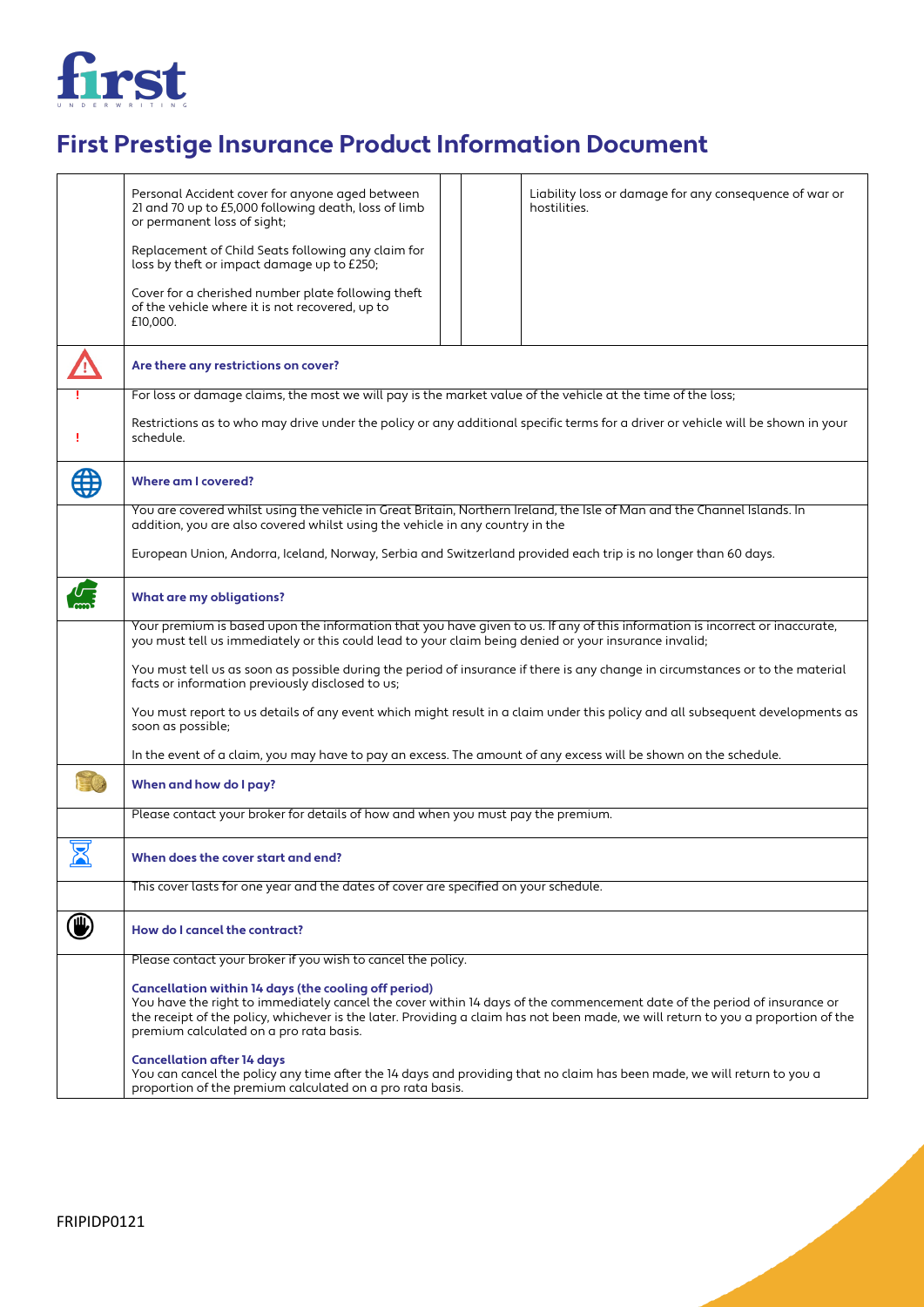# First Prestige Insurance Product Information Document

| | | | | |
|---|---|---|---|---|
| | Personal Accident cover for anyone aged between 21 and 70 up to £5,000 following death, loss of limb or permanent loss of sight;<br><br>Replacement of Child Seats following any claim for loss by theft or impact damage up to £250;<br><br>Cover for a cherished number plate following theft of the vehicle where it is not recovered, up to £10,000. | | | Liability loss or damage for any consequence of war or hostilities. |

### Are there any restrictions on cover?

- ! For loss or damage claims, the most we will pay is the market value of the vehicle at the time of the loss;
- ! Restrictions as to who may drive under the policy or any additional specific terms for a driver or vehicle will be shown in your schedule.

### Where am I covered?

You are covered whilst using the vehicle in Great Britain, Northern Ireland, the Isle of Man and the Channel Islands. In addition, you are also covered whilst using the vehicle in any country in the

European Union, Andorra, Iceland, Norway, Serbia and Switzerland provided each trip is no longer than 60 days.

### What are my obligations?

Your premium is based upon the information that you have given to us. If any of this information is incorrect or inaccurate, you must tell us immediately or this could lead to your claim being denied or your insurance invalid;

You must tell us as soon as possible during the period of insurance if there is any change in circumstances or to the material facts or information previously disclosed to us;

You must report to us details of any event which might result in a claim under this policy and all subsequent developments as soon as possible;

In the event of a claim, you may have to pay an excess. The amount of any excess will be shown on the schedule.

### When and how do I pay?

Please contact your broker for details of how and when you must pay the premium.

### When does the cover start and end?

This cover lasts for one year and the dates of cover are specified on your schedule.

### How do I cancel the contract?

Please contact your broker if you wish to cancel the policy.

**Cancellation within 14 days (the cooling off period)**
You have the right to immediately cancel the cover within 14 days of the commencement date of the period of insurance or the receipt of the policy, whichever is the later. Providing a claim has not been made, we will return to you a proportion of the premium calculated on a pro rata basis.

**Cancellation after 14 days**
You can cancel the policy any time after the 14 days and providing that no claim has been made, we will return to you a proportion of the premium calculated on a pro rata basis.

FRIPIDP0121